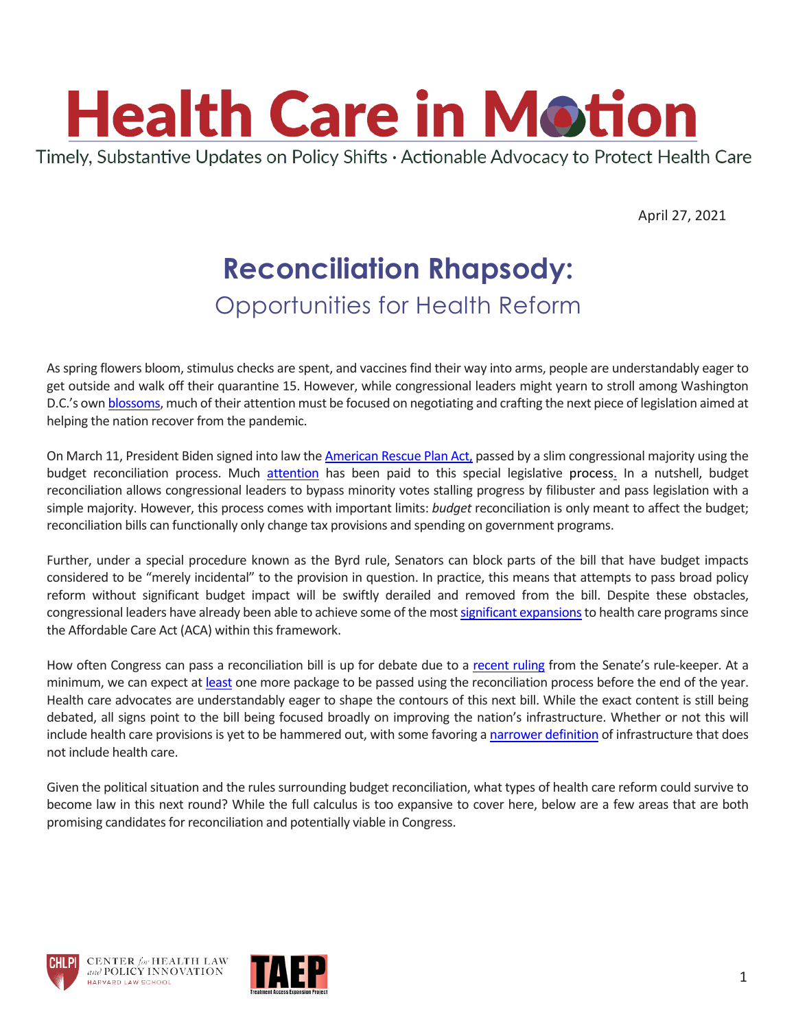# Health Care in Motion

Timely, Substantive Updates on Policy Shifts · Actionable Advocacy to Protect Health Care

April 27, 2021

## Reconciliation Rhapsody:

### Opportunities for Health Reform

As spring flowers bloom, stimulus checks are spent, and vaccines find their way into arms, people are understandably eager to get outside and walk off their quarantine 15. However, while congressional leaders might yearn to stroll among Washington D.C.'s own blossoms, much of their attention must be focused on negotiating and crafting the next piece of legislation aimed at helping the nation recover from the pandemic.

On March 11, President Biden signed into law the American Rescue Plan Act, passed by a slim congressional majority using the budget reconciliation process. Much attention has been paid to this special legislative process. In a nutshell, budget reconciliation allows congressional leaders to bypass minority votes stalling progress by filibuster and pass legislation with a simple majority. However, this process comes with important limits: *budget* reconciliation is only meant to affect the budget; reconciliation bills can functionally only change tax provisions and spending on government programs.

Further, under a special procedure known as the Byrd rule, Senators can block parts of the bill that have budget impacts considered to be "merely incidental" to the provision in question. In practice, this means that attempts to pass broad policy reform without significant budget impact will be swiftly derailed and removed from the bill. Despite these obstacles, congressional leaders have already been able to achieve some of the most significant expansions to health care programs since the Affordable Care Act (ACA) within this framework.

How often Congress can pass a reconciliation bill is up for debate due to a recent ruling from the Senate's rule-keeper. At a minimum, we can expect at least one more package to be passed using the reconciliation process before the end of the year. Health care advocates are understandably eager to shape the contours of this next bill. While the exact content is still being debated, all signs point to the bill being focused broadly on improving the nation's infrastructure. Whether or not this will include health care provisions is yet to be hammered out, with some favoring a narrower definition of infrastructure that does not include health care.

Given the political situation and the rules surrounding budget reconciliation, what types of health care reform could survive to become law in this next round? While the full calculus is too expansive to cover here, below are a few areas that are both promising candidates for reconciliation and potentially viable in Congress.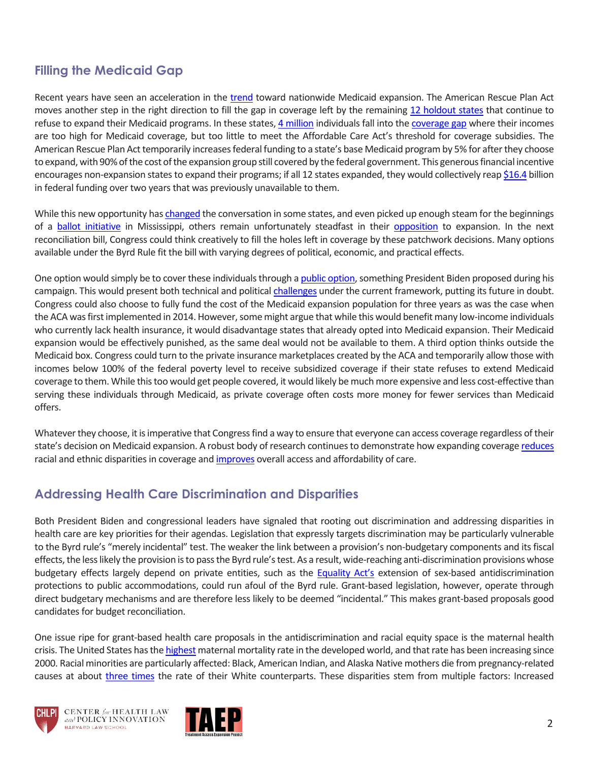## Filling the Medicaid Gap

Recent years have seen an acceleration in the trend toward nationwide Medicaid expansion. The American Rescue Plan Act moves another step in the right direction to fill the gap in coverage left by the remaining 12 holdout states that continue to refuse to expand their Medicaid programs. In these states, 4 million individuals fall into the coverage gap where their incomes are too high for Medicaid coverage, but too little to meet the Affordable Care Act's threshold for coverage subsidies. The American Rescue Plan Act temporarily increases federal funding to a state's base Medicaid program by 5% for after they choose to expand, with 90% of the cost of the expansion group still covered by the federal government. This generous financial incentive encourages non-expansion states to expand their programs; if all 12 states expanded, they would collectively reap $16.4 billion in federal funding over two years that was previously unavailable to them.

While this new opportunity has changed the conversation in some states, and even picked up enough steam for the beginnings of a ballot initiative in Mississippi, others remain unfortunately steadfast in their opposition to expansion. In the next reconciliation bill, Congress could think creatively to fill the holes left in coverage by these patchwork decisions. Many options available under the Byrd Rule fit the bill with varying degrees of political, economic, and practical effects.

One option would simply be to cover these individuals through a public option, something President Biden proposed during his campaign. This would present both technical and political challenges under the current framework, putting its future in doubt. Congress could also choose to fully fund the cost of the Medicaid expansion population for three years as was the case when the ACA was first implemented in 2014. However, some might argue that while this would benefit many low-income individuals who currently lack health insurance, it would disadvantage states that already opted into Medicaid expansion. Their Medicaid expansion would be effectively punished, as the same deal would not be available to them. A third option thinks outside the Medicaid box. Congress could turn to the private insurance marketplaces created by the ACA and temporarily allow those with incomes below 100% of the federal poverty level to receive subsidized coverage if their state refuses to extend Medicaid coverage to them. While this too would get people covered, it would likely be much more expensive and less cost-effective than serving these individuals through Medicaid, as private coverage often costs more money for fewer services than Medicaid offers.

Whatever they choose, it is imperative that Congress find a way to ensure that everyone can access coverage regardless of their state's decision on Medicaid expansion. A robust body of research continues to demonstrate how expanding coverage reduces racial and ethnic disparities in coverage and improves overall access and affordability of care.

## Addressing Health Care Discrimination and Disparities

Both President Biden and congressional leaders have signaled that rooting out discrimination and addressing disparities in health care are key priorities for their agendas. Legislation that expressly targets discrimination may be particularly vulnerable to the Byrd rule's "merely incidental" test. The weaker the link between a provision's non-budgetary components and its fiscal effects, the less likely the provision is to pass the Byrd rule's test. As a result, wide-reaching anti-discrimination provisions whose budgetary effects largely depend on private entities, such as the Equality Act's extension of sex-based antidiscrimination protections to public accommodations, could run afoul of the Byrd rule. Grant-based legislation, however, operate through direct budgetary mechanisms and are therefore less likely to be deemed "incidental." This makes grant-based proposals good candidates for budget reconciliation.

One issue ripe for grant-based health care proposals in the antidiscrimination and racial equity space is the maternal health crisis. The United States has the highest maternal mortality rate in the developed world, and that rate has been increasing since 2000. Racial minorities are particularly affected: Black, American Indian, and Alaska Native mothers die from pregnancy-related causes at about three times the rate of their White counterparts. These disparities stem from multiple factors: Increased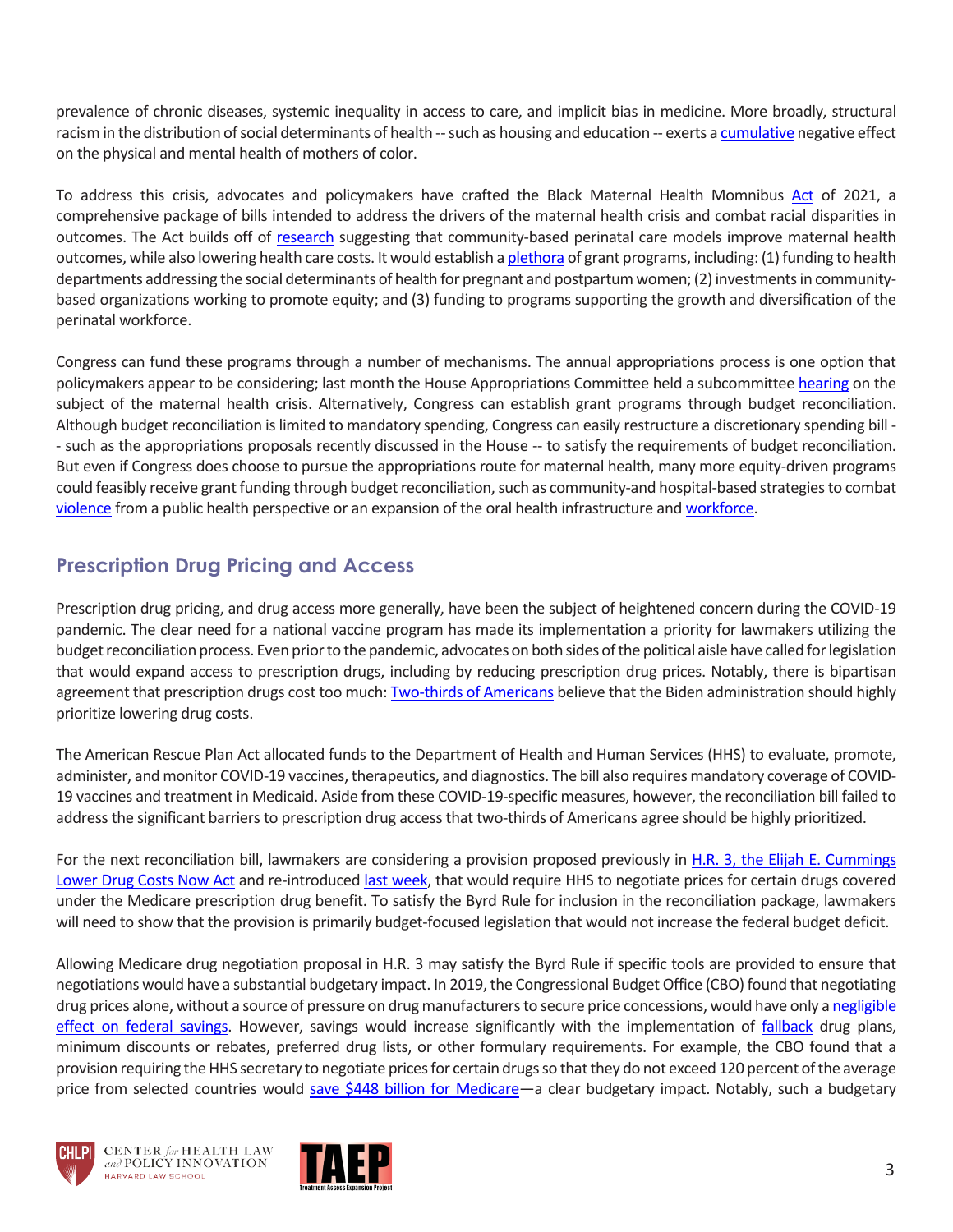prevalence of chronic diseases, systemic inequality in access to care, and implicit bias in medicine. More broadly, structural racism in the distribution of social determinants of health -- such as housing and education -- exerts a cumulative negative effect on the physical and mental health of mothers of color.

To address this crisis, advocates and policymakers have crafted the Black Maternal Health Momnibus Act of 2021, a comprehensive package of bills intended to address the drivers of the maternal health crisis and combat racial disparities in outcomes. The Act builds off of research suggesting that community-based perinatal care models improve maternal health outcomes, while also lowering health care costs. It would establish a plethora of grant programs, including: (1) funding to health departments addressing the social determinants of health for pregnant and postpartum women; (2) investments in community-based organizations working to promote equity; and (3) funding to programs supporting the growth and diversification of the perinatal workforce.

Congress can fund these programs through a number of mechanisms. The annual appropriations process is one option that policymakers appear to be considering; last month the House Appropriations Committee held a subcommittee hearing on the subject of the maternal health crisis. Alternatively, Congress can establish grant programs through budget reconciliation. Although budget reconciliation is limited to mandatory spending, Congress can easily restructure a discretionary spending bill -- such as the appropriations proposals recently discussed in the House -- to satisfy the requirements of budget reconciliation. But even if Congress does choose to pursue the appropriations route for maternal health, many more equity-driven programs could feasibly receive grant funding through budget reconciliation, such as community-and hospital-based strategies to combat violence from a public health perspective or an expansion of the oral health infrastructure and workforce.

## Prescription Drug Pricing and Access

Prescription drug pricing, and drug access more generally, have been the subject of heightened concern during the COVID-19 pandemic. The clear need for a national vaccine program has made its implementation a priority for lawmakers utilizing the budget reconciliation process. Even prior to the pandemic, advocates on both sides of the political aisle have called for legislation that would expand access to prescription drugs, including by reducing prescription drug prices. Notably, there is bipartisan agreement that prescription drugs cost too much: Two-thirds of Americans believe that the Biden administration should highly prioritize lowering drug costs.

The American Rescue Plan Act allocated funds to the Department of Health and Human Services (HHS) to evaluate, promote, administer, and monitor COVID-19 vaccines, therapeutics, and diagnostics. The bill also requires mandatory coverage of COVID-19 vaccines and treatment in Medicaid. Aside from these COVID-19-specific measures, however, the reconciliation bill failed to address the significant barriers to prescription drug access that two-thirds of Americans agree should be highly prioritized.

For the next reconciliation bill, lawmakers are considering a provision proposed previously in H.R. 3, the Elijah E. Cummings Lower Drug Costs Now Act and re-introduced last week, that would require HHS to negotiate prices for certain drugs covered under the Medicare prescription drug benefit. To satisfy the Byrd Rule for inclusion in the reconciliation package, lawmakers will need to show that the provision is primarily budget-focused legislation that would not increase the federal budget deficit.

Allowing Medicare drug negotiation proposal in H.R. 3 may satisfy the Byrd Rule if specific tools are provided to ensure that negotiations would have a substantial budgetary impact. In 2019, the Congressional Budget Office (CBO) found that negotiating drug prices alone, without a source of pressure on drug manufacturers to secure price concessions, would have only a negligible effect on federal savings. However, savings would increase significantly with the implementation of fallback drug plans, minimum discounts or rebates, preferred drug lists, or other formulary requirements. For example, the CBO found that a provision requiring the HHS secretary to negotiate prices for certain drugs so that they do not exceed 120 percent of the average price from selected countries would save $448 billion for Medicare—a clear budgetary impact. Notably, such a budgetary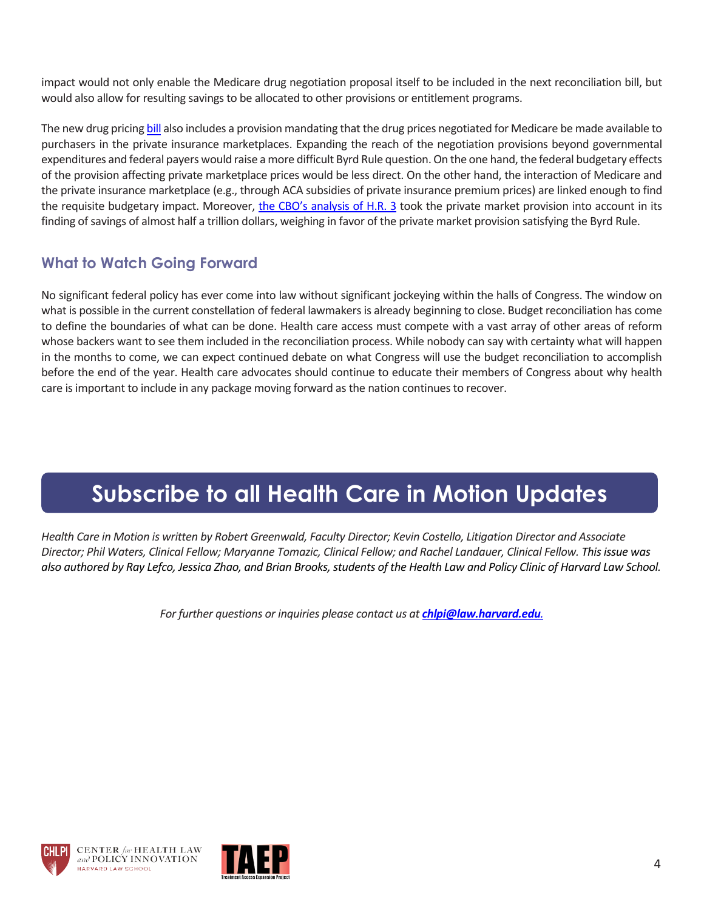impact would not only enable the Medicare drug negotiation proposal itself to be included in the next reconciliation bill, but would also allow for resulting savings to be allocated to other provisions or entitlement programs.

The new drug pricing bill also includes a provision mandating that the drug prices negotiated for Medicare be made available to purchasers in the private insurance marketplaces. Expanding the reach of the negotiation provisions beyond governmental expenditures and federal payers would raise a more difficult Byrd Rule question. On the one hand, the federal budgetary effects of the provision affecting private marketplace prices would be less direct. On the other hand, the interaction of Medicare and the private insurance marketplace (e.g., through ACA subsidies of private insurance premium prices) are linked enough to find the requisite budgetary impact. Moreover, the CBO's analysis of H.R. 3 took the private market provision into account in its finding of savings of almost half a trillion dollars, weighing in favor of the private market provision satisfying the Byrd Rule.

## What to Watch Going Forward

No significant federal policy has ever come into law without significant jockeying within the halls of Congress. The window on what is possible in the current constellation of federal lawmakers is already beginning to close. Budget reconciliation has come to define the boundaries of what can be done. Health care access must compete with a vast array of other areas of reform whose backers want to see them included in the reconciliation process. While nobody can say with certainty what will happen in the months to come, we can expect continued debate on what Congress will use the budget reconciliation to accomplish before the end of the year. Health care advocates should continue to educate their members of Congress about why health care is important to include in any package moving forward as the nation continues to recover.

# Subscribe to all Health Care in Motion Updates

*Health Care in Motion is written by Robert Greenwald, Faculty Director; Kevin Costello, Litigation Director and Associate Director; Phil Waters, Clinical Fellow; Maryanne Tomazic, Clinical Fellow; and Rachel Landauer, Clinical Fellow. This issue was also authored by Ray Lefco, Jessica Zhao, and Brian Brooks, students of the Health Law and Policy Clinic of Harvard Law School.*

*For further questions or inquiries please contact us at **chlpi@law.harvard.edu**.*

CHLPI CENTER *for* HEALTH LAW *and* POLICY INNOVATION HARVARD LAW SCHOOL

TAEP Treatment Access Expansion Project